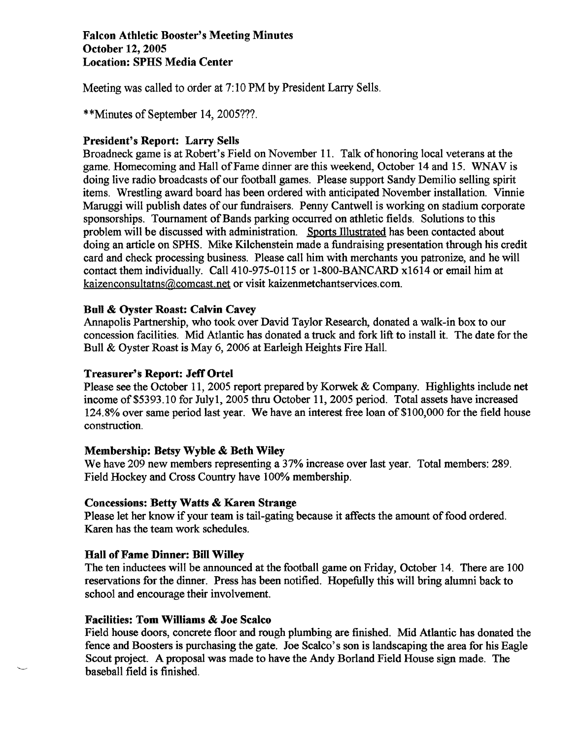**Falcon Athletic Booster's Meeting Minutes**
**October 12, 2005**
**Location: SPHS Media Center**

Meeting was called to order at 7:10 PM by President Larry Sells.

**Minutes of September 14, 2005???.

**President's Report: Larry Sells**
Broadneck game is at Robert's Field on November 11. Talk of honoring local veterans at the game. Homecoming and Hall of Fame dinner are this weekend, October 14 and 15. WNAV is doing live radio broadcasts of our football games. Please support Sandy Demilio selling spirit items. Wrestling award board has been ordered with anticipated November installation. Vinnie Maruggi will publish dates of our fundraisers. Penny Cantwell is working on stadium corporate sponsorships. Tournament of Bands parking occurred on athletic fields. Solutions to this problem will be discussed with administration. Sports Illustrated has been contacted about doing an article on SPHS. Mike Kilchenstein made a fundraising presentation through his credit card and check processing business. Please call him with merchants you patronize, and he will contact them individually. Call 410-975-0115 or 1-800-BANCARD x1614 or email him at kaizenconsultatns@comcast.net or visit kaizenmetchantservices.com.

**Bull & Oyster Roast: Calvin Cavey**
Annapolis Partnership, who took over David Taylor Research, donated a walk-in box to our concession facilities. Mid Atlantic has donated a truck and fork lift to install it. The date for the Bull & Oyster Roast is May 6, 2006 at Earleigh Heights Fire Hall.

**Treasurer's Report: Jeff Ortel**
Please see the October 11, 2005 report prepared by Korwek & Company. Highlights include net income of $5393.10 for July1, 2005 thru October 11, 2005 period. Total assets have increased 124.8% over same period last year. We have an interest free loan of $100,000 for the field house construction.

**Membership: Betsy Wyble & Beth Wiley**
We have 209 new members representing a 37% increase over last year. Total members: 289. Field Hockey and Cross Country have 100% membership.

**Concessions: Betty Watts & Karen Strange**
Please let her know if your team is tail-gating because it affects the amount of food ordered. Karen has the team work schedules.

**Hall of Fame Dinner: Bill Willey**
The ten inductees will be announced at the football game on Friday, October 14. There are 100 reservations for the dinner. Press has been notified. Hopefully this will bring alumni back to school and encourage their involvement.

**Facilities: Tom Williams & Joe Scalco**
Field house doors, concrete floor and rough plumbing are finished. Mid Atlantic has donated the fence and Boosters is purchasing the gate. Joe Scalco's son is landscaping the area for his Eagle Scout project. A proposal was made to have the Andy Borland Field House sign made. The baseball field is finished.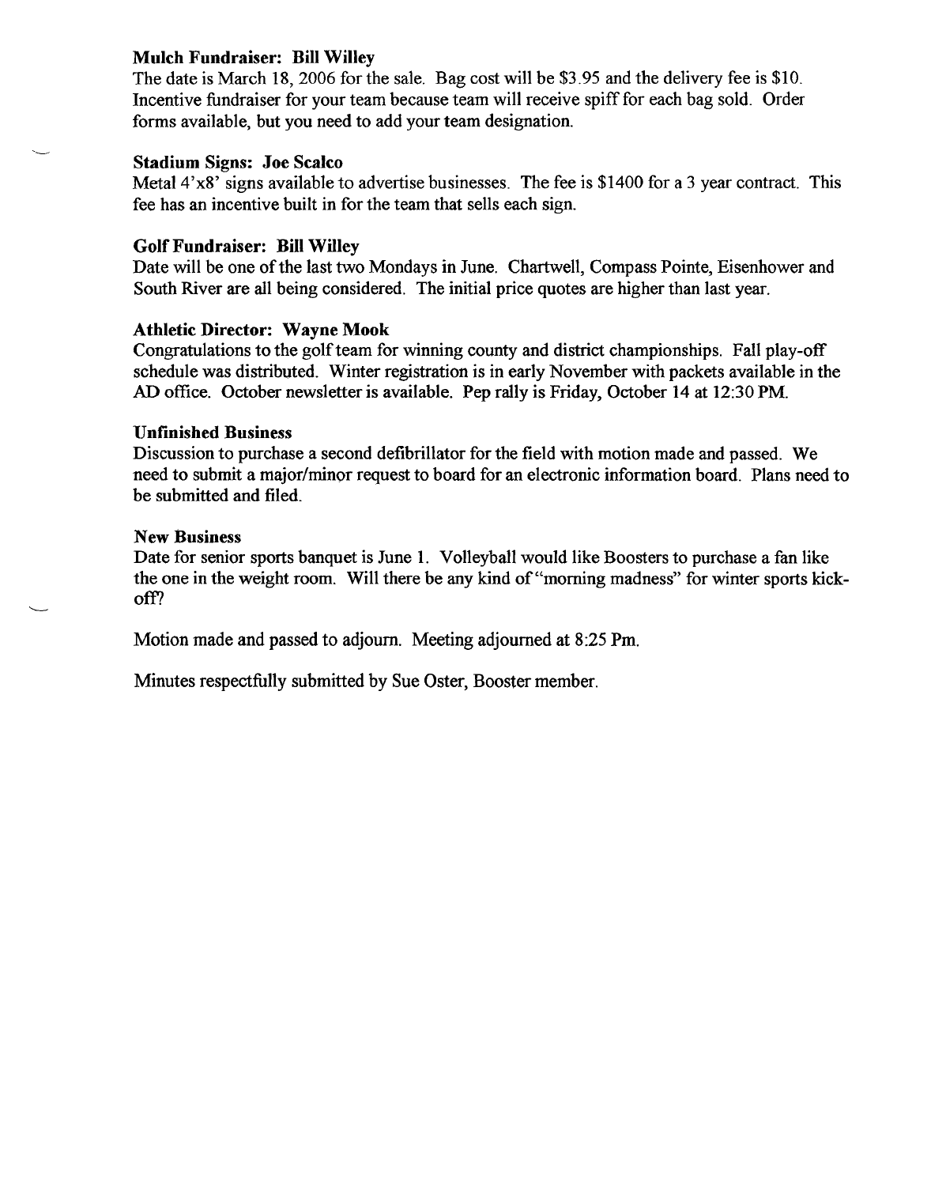**Mulch Fundraiser: Bill Willey**
The date is March 18, 2006 for the sale. Bag cost will be $3.95 and the delivery fee is $10. Incentive fundraiser for your team because team will receive spiff for each bag sold. Order forms available, but you need to add your team designation.

**Stadium Signs: Joe Scalco**
Metal 4'x8' signs available to advertise businesses. The fee is $1400 for a 3 year contract. This fee has an incentive built in for the team that sells each sign.

**Golf Fundraiser: Bill Willey**
Date will be one of the last two Mondays in June. Chartwell, Compass Pointe, Eisenhower and South River are all being considered. The initial price quotes are higher than last year.

**Athletic Director: Wayne Mook**
Congratulations to the golf team for winning county and district championships. Fall play-off schedule was distributed. Winter registration is in early November with packets available in the AD office. October newsletter is available. Pep rally is Friday, October 14 at 12:30 PM.

**Unfinished Business**
Discussion to purchase a second defibrillator for the field with motion made and passed. We need to submit a major/minor request to board for an electronic information board. Plans need to be submitted and filed.

**New Business**
Date for senior sports banquet is June 1. Volleyball would like Boosters to purchase a fan like the one in the weight room. Will there be any kind of "morning madness" for winter sports kick-off?

Motion made and passed to adjourn. Meeting adjourned at 8:25 Pm.

Minutes respectfully submitted by Sue Oster, Booster member.